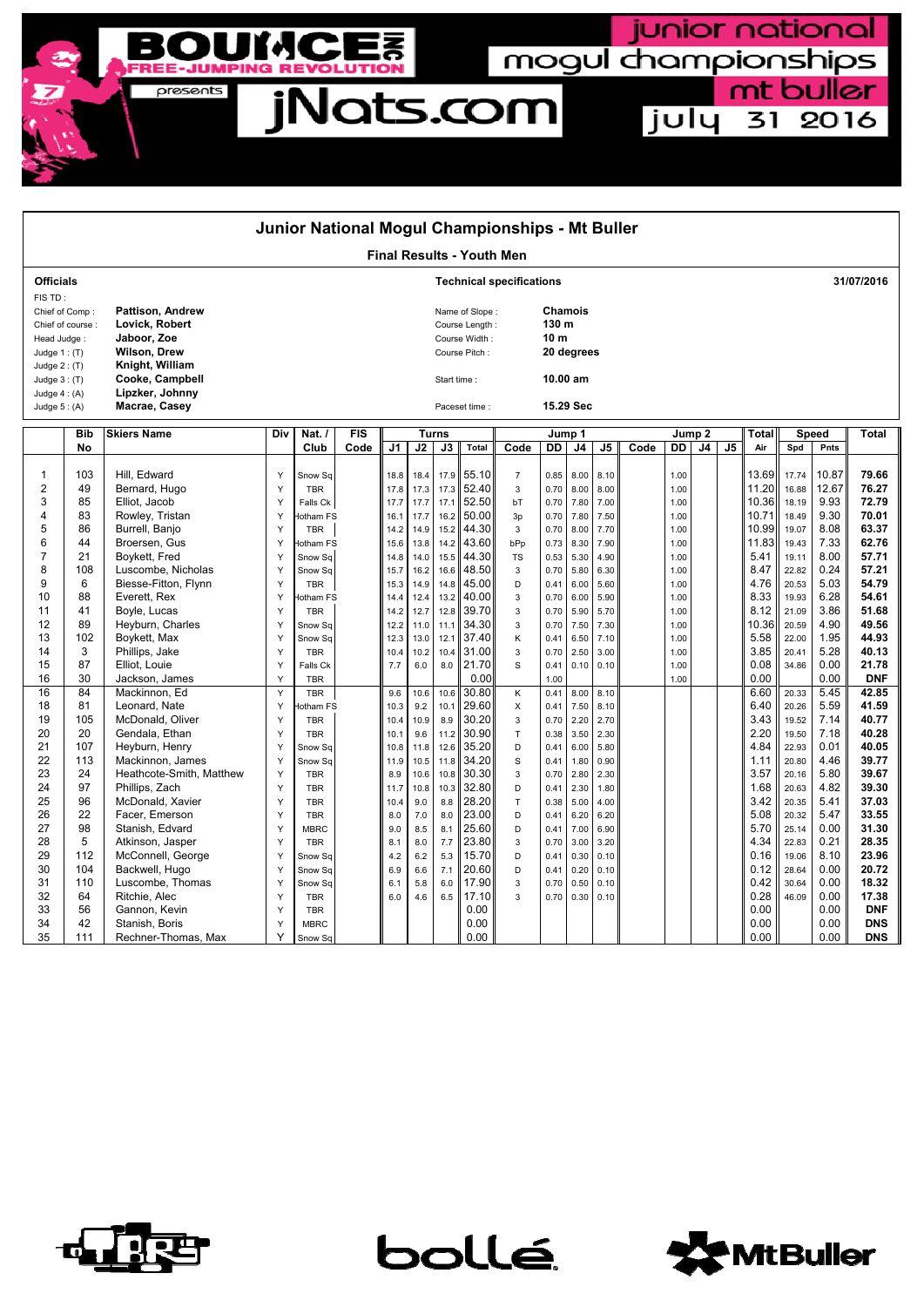# Junior National Mogul Championships - Mt Buller

BOUNCE INC FREE-JUMPING REVOLUTION presents jNats.com

junior national mogul championships mt buller july 31 2016

## Junior National Mogul Championships - Mt Buller

### Final Results - Youth Men

**Officials**

FIS TD :
Chief of Comp : **Pattison, Andrew**
Chief of course : **Lovick, Robert**
Head Judge : **Jaboor, Zoe**
Judge 1 : (T) **Wilson, Drew**
Judge 2 : (T) **Knight, William**
Judge 3 : (T) **Cooke, Campbell**
Judge 4 : (A) **Lipzker, Johnny**
Judge 5 : (A) **Macrae, Casey**

**Technical specifications** — **31/07/2016**

Name of Slope : **Chamois**
Course Length : **130 m**
Course Width : **10 m**
Course Pitch : **20 degrees**
Start time : **10.00 am**
Paceset time : **15.29 Sec**

| | Bib | Skiers Name | Div | Nat. / | FIS | Turns | | | | Jump 1 | | | | Jump 2 | | | | | Total | Speed | | Total |
|---|---|---|---|---|---|---|---|---|---|---|---|---|---|---|---|---|---|---|---|---|---|---|
| | No | | | Club | Code | J1 | J2 | J3 | Total | Code | DD | J4 | J5 | Code | DD | J4 | J5 | | Air | Spd | Pnts | |
| 1 | 103 | Hill, Edward | Y | Snow Sq | | 18.8 | 18.4 | 17.9 | 55.10 | 7 | 0.85 | 8.00 | 8.10 | | 1.00 | | | | 13.69 | 17.74 | 10.87 | 79.66 |
| 2 | 49 | Bernard, Hugo | Y | TBR | | 17.8 | 17.3 | 17.3 | 52.40 | 3 | 0.70 | 8.00 | 8.00 | | 1.00 | | | | 11.20 | 16.88 | 12.67 | 76.27 |
| 3 | 85 | Elliot, Jacob | Y | Falls Ck | | 17.7 | 17.7 | 17.1 | 52.50 | bT | 0.70 | 7.80 | 7.00 | | 1.00 | | | | 10.36 | 18.19 | 9.93 | 72.79 |
| 4 | 83 | Rowley, Tristan | Y | Hotham FS | | 16.1 | 17.7 | 16.2 | 50.00 | 3p | 0.70 | 7.80 | 7.50 | | 1.00 | | | | 10.71 | 18.49 | 9.30 | 70.01 |
| 5 | 86 | Burrell, Banjo | Y | TBR | | 14.2 | 14.9 | 15.2 | 44.30 | 3 | 0.70 | 8.00 | 7.70 | | 1.00 | | | | 10.99 | 19.07 | 8.08 | 63.37 |
| 6 | 44 | Broersen, Gus | Y | Hotham FS | | 15.6 | 13.8 | 14.2 | 43.60 | bPp | 0.73 | 8.30 | 7.90 | | 1.00 | | | | 11.83 | 19.43 | 7.33 | 62.76 |
| 7 | 21 | Boykett, Fred | Y | Snow Sq | | 14.8 | 14.0 | 15.5 | 44.30 | TS | 0.53 | 5.30 | 4.90 | | 1.00 | | | | 5.41 | 19.11 | 8.00 | 57.71 |
| 8 | 108 | Luscombe, Nicholas | Y | Snow Sq | | 15.7 | 16.2 | 16.6 | 48.50 | 3 | 0.70 | 5.80 | 6.30 | | 1.00 | | | | 8.47 | 22.82 | 0.24 | 57.21 |
| 9 | 6 | Biesse-Fitton, Flynn | Y | TBR | | 15.3 | 14.9 | 14.8 | 45.00 | D | 0.41 | 6.00 | 5.60 | | 1.00 | | | | 4.76 | 20.53 | 5.03 | 54.79 |
| 10 | 88 | Everett, Rex | Y | Hotham FS | | 14.4 | 12.4 | 13.2 | 40.00 | 3 | 0.70 | 6.00 | 5.90 | | 1.00 | | | | 8.33 | 19.93 | 6.28 | 54.61 |
| 11 | 41 | Boyle, Lucas | Y | TBR | | 14.2 | 12.7 | 12.8 | 39.70 | 3 | 0.70 | 5.90 | 5.70 | | 1.00 | | | | 8.12 | 21.09 | 3.86 | 51.68 |
| 12 | 89 | Heyburn, Charles | Y | Snow Sq | | 12.2 | 11.0 | 11.1 | 34.30 | 3 | 0.70 | 7.50 | 7.30 | | 1.00 | | | | 10.36 | 20.59 | 4.90 | 49.56 |
| 13 | 102 | Boykett, Max | Y | Snow Sq | | 12.3 | 13.0 | 12.1 | 37.40 | K | 0.41 | 6.50 | 7.10 | | 1.00 | | | | 5.58 | 22.00 | 1.95 | 44.93 |
| 14 | 3 | Phillips, Jake | Y | TBR | | 10.4 | 10.2 | 10.4 | 31.00 | 3 | 0.70 | 2.50 | 3.00 | | 1.00 | | | | 3.85 | 20.41 | 5.28 | 40.13 |
| 15 | 87 | Elliot, Louie | Y | Falls Ck | | 7.7 | 6.0 | 8.0 | 21.70 | S | 0.41 | 0.10 | 0.10 | | 1.00 | | | | 0.08 | 34.86 | 0.00 | 21.78 |
| 16 | 30 | Jackson, James | Y | TBR | | | | | 0.00 | | 1.00 | | | | 1.00 | | | | 0.00 | | 0.00 | DNF |
| 16 | 84 | Mackinnon, Ed | Y | TBR | | 9.6 | 10.6 | 10.6 | 30.80 | K | 0.41 | 8.00 | 8.10 | | | | | | 6.60 | 20.33 | 5.45 | 42.85 |
| 18 | 81 | Leonard, Nate | Y | Hotham FS | | 10.3 | 9.2 | 10.1 | 29.60 | X | 0.41 | 7.50 | 8.10 | | | | | | 6.40 | 20.26 | 5.59 | 41.59 |
| 19 | 105 | McDonald, Oliver | Y | TBR | | 10.4 | 10.9 | 8.9 | 30.20 | 3 | 0.70 | 2.20 | 2.70 | | | | | | 3.43 | 19.52 | 7.14 | 40.77 |
| 20 | 20 | Gendala, Ethan | Y | TBR | | 10.1 | 9.6 | 11.2 | 30.90 | T | 0.38 | 3.50 | 2.30 | | | | | | 2.20 | 19.50 | 7.18 | 40.28 |
| 21 | 107 | Heyburn, Henry | Y | Snow Sq | | 10.8 | 11.8 | 12.6 | 35.20 | D | 0.41 | 6.00 | 5.80 | | | | | | 4.84 | 22.93 | 0.01 | 40.05 |
| 22 | 113 | Mackinnon, James | Y | Snow Sq | | 11.9 | 10.5 | 11.8 | 34.20 | S | 0.41 | 1.80 | 0.90 | | | | | | 1.11 | 20.80 | 4.46 | 39.77 |
| 23 | 24 | Heathcote-Smith, Matthew | Y | TBR | | 8.9 | 10.6 | 10.8 | 30.30 | 3 | 0.70 | 2.80 | 2.30 | | | | | | 3.57 | 20.16 | 5.80 | 39.67 |
| 24 | 97 | Phillips, Zach | Y | TBR | | 11.7 | 10.8 | 10.3 | 32.80 | D | 0.41 | 2.30 | 1.80 | | | | | | 1.68 | 20.63 | 4.82 | 39.30 |
| 25 | 96 | McDonald, Xavier | Y | TBR | | 10.4 | 9.0 | 8.8 | 28.20 | T | 0.38 | 5.00 | 4.00 | | | | | | 3.42 | 20.35 | 5.41 | 37.03 |
| 26 | 22 | Facer, Emerson | Y | TBR | | 8.0 | 7.0 | 8.0 | 23.00 | D | 0.41 | 6.20 | 6.20 | | | | | | 5.08 | 20.32 | 5.47 | 33.55 |
| 27 | 98 | Stanish, Edvard | Y | MBRC | | 9.0 | 8.5 | 8.1 | 25.60 | D | 0.41 | 7.00 | 6.90 | | | | | | 5.70 | 25.14 | 0.00 | 31.30 |
| 28 | 5 | Atkinson, Jasper | Y | TBR | | 8.1 | 8.0 | 7.7 | 23.80 | 3 | 0.70 | 3.00 | 3.20 | | | | | | 4.34 | 22.83 | 0.21 | 28.35 |
| 29 | 112 | McConnell, George | Y | Snow Sq | | 4.2 | 6.2 | 5.3 | 15.70 | D | 0.41 | 0.30 | 0.10 | | | | | | 0.16 | 19.06 | 8.10 | 23.96 |
| 30 | 104 | Backwell, Hugo | Y | Snow Sq | | 6.9 | 6.6 | 7.1 | 20.60 | D | 0.41 | 0.20 | 0.10 | | | | | | 0.12 | 28.64 | 0.00 | 20.72 |
| 31 | 110 | Luscombe, Thomas | Y | Snow Sq | | 6.1 | 5.8 | 6.0 | 17.90 | 3 | 0.70 | 0.50 | 0.10 | | | | | | 0.42 | 30.64 | 0.00 | 18.32 |
| 32 | 64 | Ritchie, Alec | Y | TBR | | 6.0 | 4.6 | 6.5 | 17.10 | 3 | 0.70 | 0.30 | 0.10 | | | | | | 0.28 | 46.09 | 0.00 | 17.38 |
| 33 | 56 | Gannon, Kevin | Y | TBR | | | | | 0.00 | | | | | | | | | | 0.00 | | 0.00 | DNF |
| 34 | 42 | Stanish, Boris | Y | MBRC | | | | | 0.00 | | | | | | | | | | 0.00 | | 0.00 | DNS |
| 35 | 111 | Rechner-Thomas, Max | Y | Snow Sq | | | | | 0.00 | | | | | | | | | | 0.00 | | 0.00 | DNS |

TBR bollé MtBuller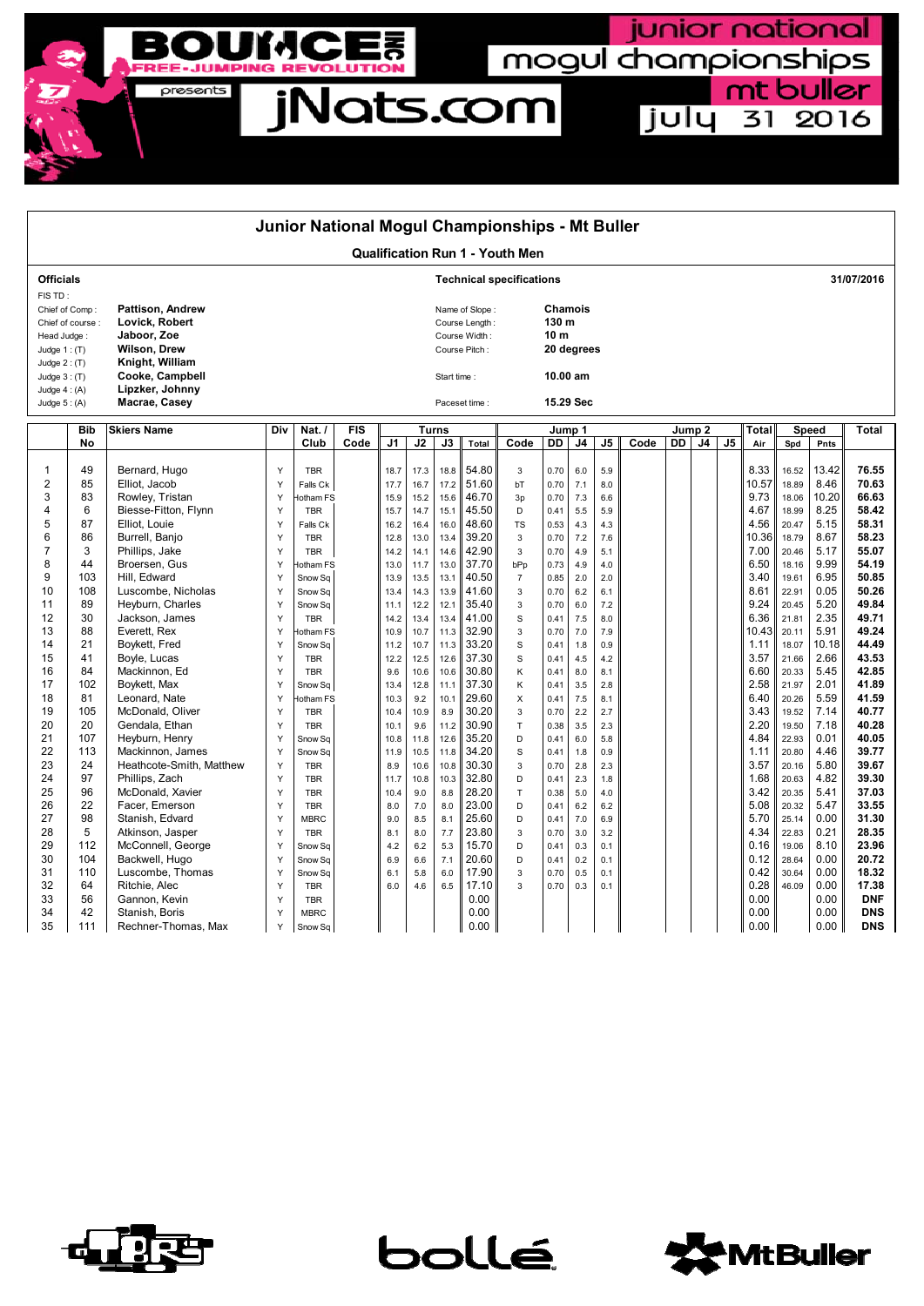junior national mogul championships mt buller july 31 2016

BOUNCE INC FREE-JUMPING REVOLUTION presents jNats.com

## Junior National Mogul Championships - Mt Buller

### Qualification Run 1 - Youth Men

**Officials**

FIS TD :
Chief of Comp : **Pattison, Andrew**
Chief of course : **Lovick, Robert**
Head Judge : **Jaboor, Zoe**
Judge 1 : (T) **Wilson, Drew**
Judge 2 : (T) **Knight, William**
Judge 3 : (T) **Cooke, Campbell**
Judge 4 : (A) **Lipzker, Johnny**
Judge 5 : (A) **Macrae, Casey**

**Technical specifications** — 31/07/2016

Name of Slope : **Chamois**
Course Length : **130 m**
Course Width : **10 m**
Course Pitch : **20 degrees**
Start time : **10.00 am**
Paceset time : **15.29 Sec**

| | Bib No | Skiers Name | Div | Nat. / Club | FIS Code | Turns J1 | Turns J2 | Turns J3 | Turns Total | Jump 1 Code | Jump 1 DD | Jump 1 J4 | Jump 1 J5 | Jump 2 Code | Jump 2 DD | Jump 2 J4 | Jump 2 J5 | Total Air | Speed Spd | Speed Pnts | Total |
|---|---|---|---|---|---|---|---|---|---|---|---|---|---|---|---|---|---|---|---|---|---|
| 1 | 49 | Bernard, Hugo | Y | TBR | | 18.7 | 17.3 | 18.8 | 54.80 | 3 | 0.70 | 6.0 | 5.9 | | | | | 8.33 | 16.52 | 13.42 | 76.55 |
| 2 | 85 | Elliot, Jacob | Y | Falls Ck | | 17.7 | 16.7 | 17.2 | 51.60 | bT | 0.70 | 7.1 | 8.0 | | | | | 10.57 | 18.89 | 8.46 | 70.63 |
| 3 | 83 | Rowley, Tristan | Y | Hotham FS | | 15.9 | 15.2 | 15.6 | 46.70 | 3p | 0.70 | 7.3 | 6.6 | | | | | 9.73 | 18.06 | 10.20 | 66.63 |
| 4 | 6 | Biesse-Fitton, Flynn | Y | TBR | | 15.7 | 14.7 | 15.1 | 45.50 | D | 0.41 | 5.5 | 5.9 | | | | | 4.67 | 18.99 | 8.25 | 58.42 |
| 5 | 87 | Elliot, Louie | Y | Falls Ck | | 16.2 | 16.4 | 16.0 | 48.60 | TS | 0.53 | 4.3 | 4.3 | | | | | 4.56 | 20.47 | 5.15 | 58.31 |
| 6 | 86 | Burrell, Banjo | Y | TBR | | 12.8 | 13.0 | 13.4 | 39.20 | 3 | 0.70 | 7.2 | 7.6 | | | | | 10.36 | 18.79 | 8.67 | 58.23 |
| 7 | 3 | Phillips, Jake | Y | TBR | | 14.2 | 14.1 | 14.6 | 42.90 | 3 | 0.70 | 4.9 | 5.1 | | | | | 7.00 | 20.46 | 5.17 | 55.07 |
| 8 | 44 | Broersen, Gus | Y | Hotham FS | | 13.0 | 11.7 | 13.0 | 37.70 | bPp | 0.73 | 4.9 | 4.0 | | | | | 6.50 | 18.16 | 9.99 | 54.19 |
| 9 | 103 | Hill, Edward | Y | Snow Sq | | 13.9 | 13.5 | 13.1 | 40.50 | 7 | 0.85 | 2.0 | 2.0 | | | | | 3.40 | 19.61 | 6.95 | 50.85 |
| 10 | 108 | Luscombe, Nicholas | Y | Snow Sq | | 13.4 | 14.3 | 13.9 | 41.60 | 3 | 0.70 | 6.2 | 6.1 | | | | | 8.61 | 22.91 | 0.05 | 50.26 |
| 11 | 89 | Heyburn, Charles | Y | Snow Sq | | 11.1 | 12.2 | 12.1 | 35.40 | 3 | 0.70 | 6.0 | 7.2 | | | | | 9.24 | 20.45 | 5.20 | 49.84 |
| 12 | 30 | Jackson, James | Y | TBR | | 14.2 | 13.4 | 13.4 | 41.00 | S | 0.41 | 7.5 | 8.0 | | | | | 6.36 | 21.81 | 2.35 | 49.71 |
| 13 | 88 | Everett, Rex | Y | Hotham FS | | 10.9 | 10.7 | 11.3 | 32.90 | 3 | 0.70 | 7.0 | 7.9 | | | | | 10.43 | 20.11 | 5.91 | 49.24 |
| 14 | 21 | Boykett, Fred | Y | Snow Sq | | 11.2 | 10.7 | 11.3 | 33.20 | S | 0.41 | 1.8 | 0.9 | | | | | 1.11 | 18.07 | 10.18 | 44.49 |
| 15 | 41 | Boyle, Lucas | Y | TBR | | 12.2 | 12.5 | 12.6 | 37.30 | S | 0.41 | 4.5 | 4.2 | | | | | 3.57 | 21.66 | 2.66 | 43.53 |
| 16 | 84 | Mackinnon, Ed | Y | TBR | | 9.6 | 10.6 | 10.6 | 30.80 | K | 0.41 | 8.0 | 8.1 | | | | | 6.60 | 20.33 | 5.45 | 42.85 |
| 17 | 102 | Boykett, Max | Y | Snow Sq | | 13.4 | 12.8 | 11.1 | 37.30 | K | 0.41 | 3.5 | 2.8 | | | | | 2.58 | 21.97 | 2.01 | 41.89 |
| 18 | 81 | Leonard, Nate | Y | Hotham FS | | 10.3 | 9.2 | 10.1 | 29.60 | X | 0.41 | 7.5 | 8.1 | | | | | 6.40 | 20.26 | 5.59 | 41.59 |
| 19 | 105 | McDonald, Oliver | Y | TBR | | 10.4 | 10.9 | 8.9 | 30.20 | 3 | 0.70 | 2.2 | 2.7 | | | | | 3.43 | 19.52 | 7.14 | 40.77 |
| 20 | 20 | Gendala, Ethan | Y | TBR | | 10.1 | 9.6 | 11.2 | 30.90 | T | 0.38 | 3.5 | 2.3 | | | | | 2.20 | 19.50 | 7.18 | 40.28 |
| 21 | 107 | Heyburn, Henry | Y | Snow Sq | | 10.8 | 11.8 | 12.6 | 35.20 | D | 0.41 | 6.0 | 5.8 | | | | | 4.84 | 22.93 | 0.01 | 40.05 |
| 22 | 113 | Mackinnon, James | Y | Snow Sq | | 11.9 | 10.5 | 11.8 | 34.20 | S | 0.41 | 1.8 | 0.9 | | | | | 1.11 | 20.80 | 4.46 | 39.77 |
| 23 | 24 | Heathcote-Smith, Matthew | Y | TBR | | 8.9 | 10.6 | 10.8 | 30.30 | 3 | 0.70 | 2.8 | 2.3 | | | | | 3.57 | 20.16 | 5.80 | 39.67 |
| 24 | 97 | Phillips, Zach | Y | TBR | | 11.7 | 10.8 | 10.3 | 32.80 | D | 0.41 | 2.3 | 1.8 | | | | | 1.68 | 20.63 | 4.82 | 39.30 |
| 25 | 96 | McDonald, Xavier | Y | TBR | | 10.4 | 9.0 | 8.8 | 28.20 | T | 0.38 | 5.0 | 4.0 | | | | | 3.42 | 20.35 | 5.41 | 37.03 |
| 26 | 22 | Facer, Emerson | Y | TBR | | 8.0 | 7.0 | 8.0 | 23.00 | D | 0.41 | 6.2 | 6.2 | | | | | 5.08 | 20.32 | 5.47 | 33.55 |
| 27 | 98 | Stanish, Edvard | Y | MBRC | | 9.0 | 8.5 | 8.1 | 25.60 | D | 0.41 | 7.0 | 6.9 | | | | | 5.70 | 25.14 | 0.00 | 31.30 |
| 28 | 5 | Atkinson, Jasper | Y | TBR | | 8.1 | 8.0 | 7.7 | 23.80 | 3 | 0.70 | 3.0 | 3.2 | | | | | 4.34 | 22.83 | 0.21 | 28.35 |
| 29 | 112 | McConnell, George | Y | Snow Sq | | 4.2 | 6.2 | 5.3 | 15.70 | D | 0.41 | 0.3 | 0.1 | | | | | 0.16 | 19.06 | 8.10 | 23.96 |
| 30 | 104 | Backwell, Hugo | Y | Snow Sq | | 6.9 | 6.6 | 7.1 | 20.60 | D | 0.41 | 0.2 | 0.1 | | | | | 0.12 | 28.64 | 0.00 | 20.72 |
| 31 | 110 | Luscombe, Thomas | Y | Snow Sq | | 6.1 | 5.8 | 6.0 | 17.90 | 3 | 0.70 | 0.5 | 0.1 | | | | | 0.42 | 30.64 | 0.00 | 18.32 |
| 32 | 64 | Ritchie, Alec | Y | TBR | | 6.0 | 4.6 | 6.5 | 17.10 | 3 | 0.70 | 0.3 | 0.1 | | | | | 0.28 | 46.09 | 0.00 | 17.38 |
| 33 | 56 | Gannon, Kevin | Y | TBR | | | | | 0.00 | | | | | | | | | 0.00 | | 0.00 | DNF |
| 34 | 42 | Stanish, Boris | Y | MBRC | | | | | 0.00 | | | | | | | | | 0.00 | | 0.00 | DNS |
| 35 | 111 | Rechner-Thomas, Max | Y | Snow Sq | | | | | 0.00 | | | | | | | | | 0.00 | | 0.00 | DNS |